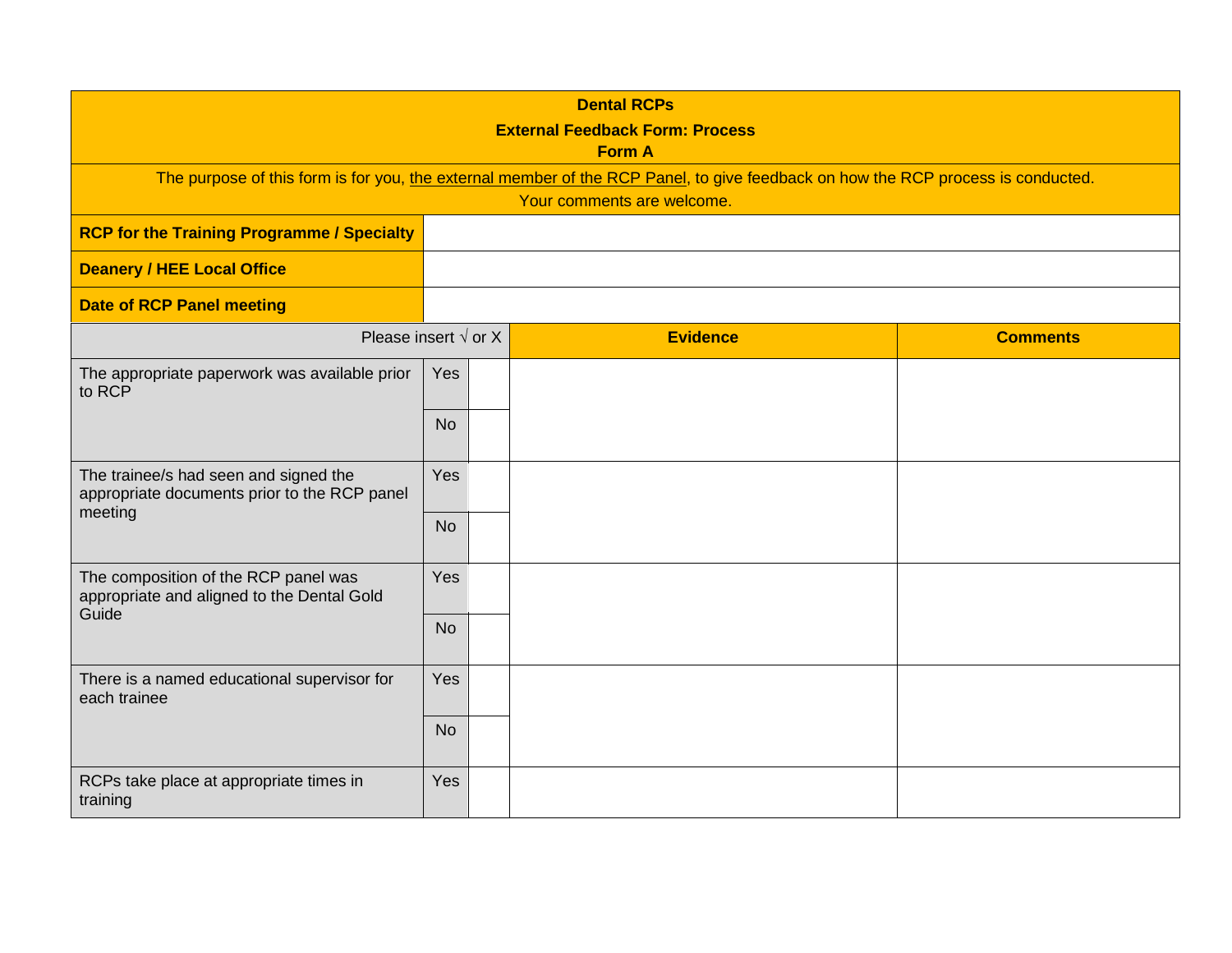**Dental RCPs**

**External Feedback Form: Process**

**Form A**

The purpose of this form is for you, the external member of the RCP Panel, to give feedback on how the RCP process is conducted.

Your comments are welcome.

| | |
|---|---|
| **RCP for the Training Programme / Specialty** | |
| **Deanery / HEE Local Office** | |
| **Date of RCP Panel meeting** | |

| Please insert √ or X | | | **Evidence** | **Comments** |
|---|---|---|---|---|
| The appropriate paperwork was available prior to RCP | Yes | | | |
| | No | | | |
| The trainee/s had seen and signed the appropriate documents prior to the RCP panel meeting | Yes | | | |
| | No | | | |
| The composition of the RCP panel was appropriate and aligned to the Dental Gold Guide | Yes | | | |
| | No | | | |
| There is a named educational supervisor for each trainee | Yes | | | |
| | No | | | |
| RCPs take place at appropriate times in training | Yes | | | |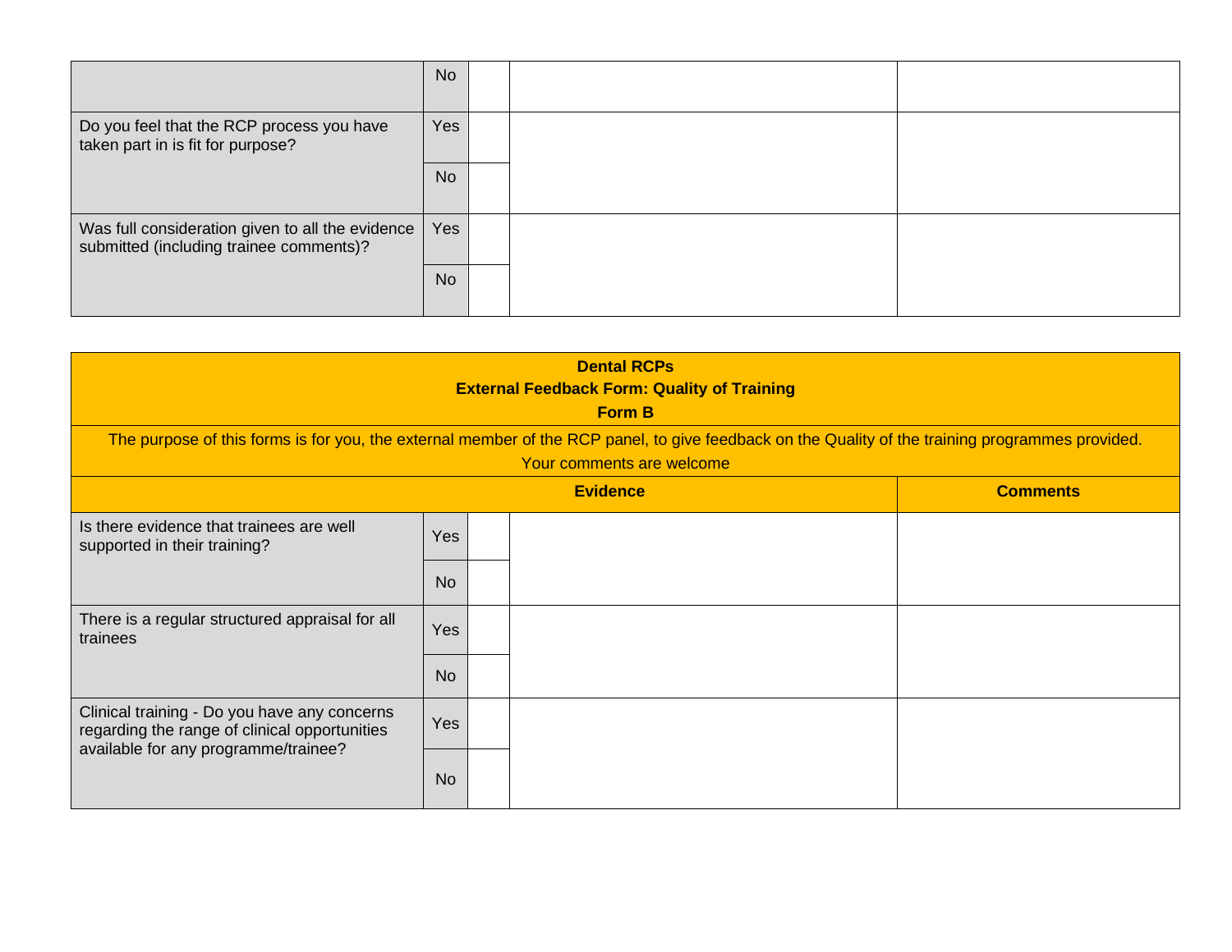| | | | | |
|---|---|---|---|---|
| | No | | | |
| Do you feel that the RCP process you have taken part in is fit for purpose? | Yes | | | |
| | No | | | |
| Was full consideration given to all the evidence submitted (including trainee comments)? | Yes | | | |
| | No | | | |

**Dental RCPs**
**External Feedback Form: Quality of Training**
**Form B**

The purpose of this forms is for you, the external member of the RCP panel, to give feedback on the Quality of the training programmes provided.
Your comments are welcome

| | | | **Evidence** | **Comments** |
|---|---|---|---|---|
| Is there evidence that trainees are well supported in their training? | Yes | | | |
| | No | | | |
| There is a regular structured appraisal for all trainees | Yes | | | |
| | No | | | |
| Clinical training - Do you have any concerns regarding the range of clinical opportunities available for any programme/trainee? | Yes | | | |
| | No | | | |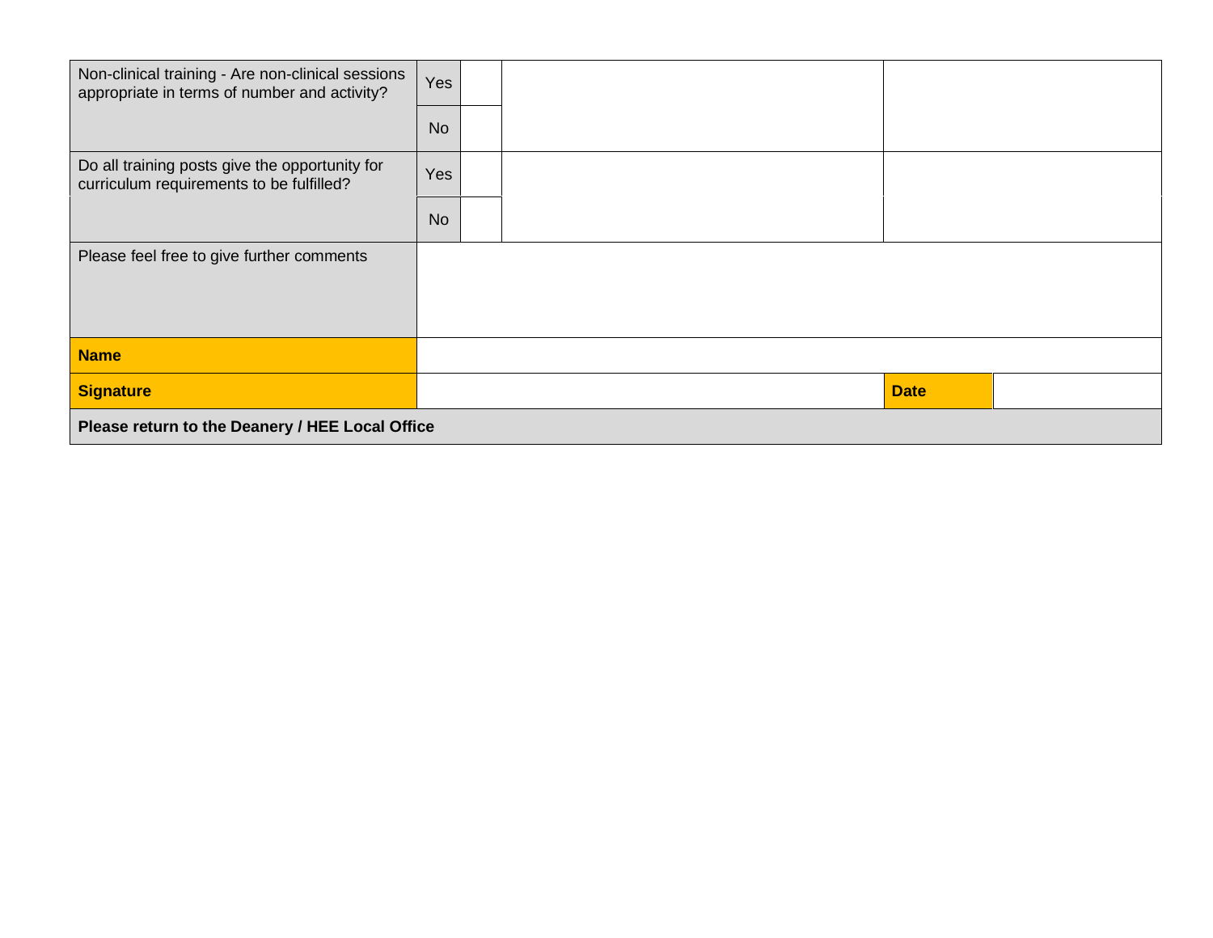| | | | | |
|---|---|---|---|---|
| Non-clinical training - Are non-clinical sessions appropriate in terms of number and activity? | Yes | | | |
| | No | | | |
| Do all training posts give the opportunity for curriculum requirements to be fulfilled? | Yes | | | |
| | No | | | |
| Please feel free to give further comments | | | | |
| **Name** | | | | |
| **Signature** | | | **Date** | |
| **Please return to the Deanery / HEE Local Office** | | | | |